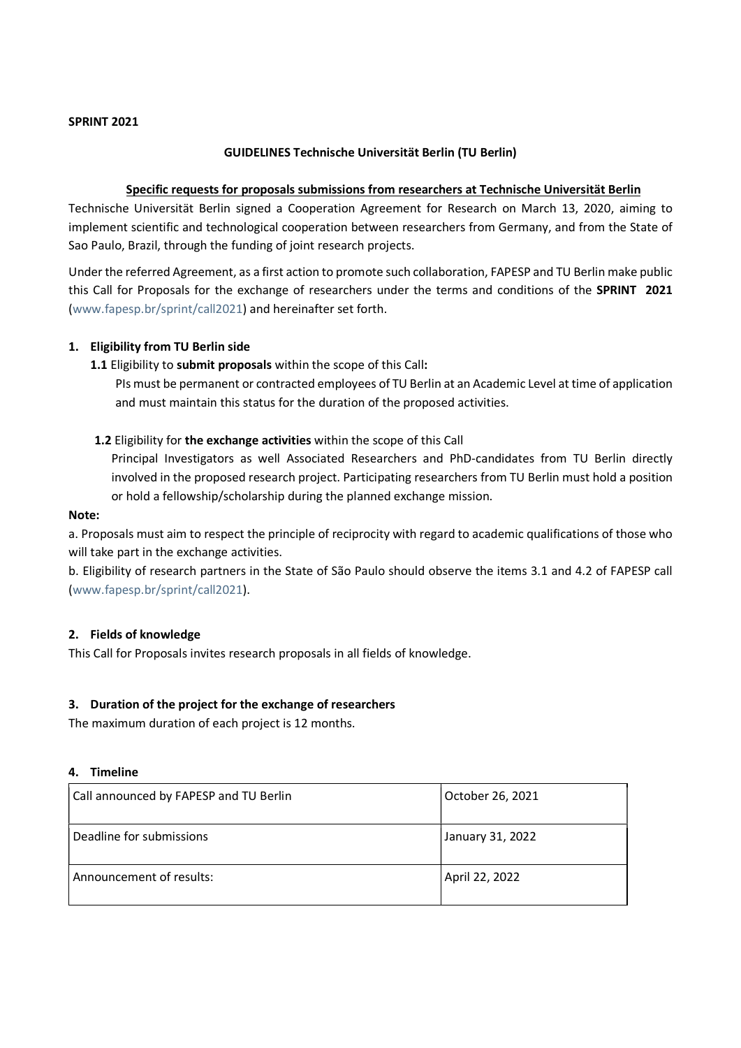**SPRINT 2021**

**GUIDELINES Technische Universität Berlin (TU Berlin)**

**Specific requests for proposals submissions from researchers at Technische Universität Berlin**

Technische Universität Berlin signed a Cooperation Agreement for Research on March 13, 2020, aiming to implement scientific and technological cooperation between researchers from Germany, and from the State of Sao Paulo, Brazil, through the funding of joint research projects.

Under the referred Agreement, as a first action to promote such collaboration, FAPESP and TU Berlin make public this Call for Proposals for the exchange of researchers under the terms and conditions of the **SPRINT 2021** (www.fapesp.br/sprint/call2021) and hereinafter set forth.

## 1. Eligibility from TU Berlin side

**1.1** Eligibility to **submit proposals** within the scope of this Call**:**

PIs must be permanent or contracted employees of TU Berlin at an Academic Level at time of application and must maintain this status for the duration of the proposed activities.

**1.2** Eligibility for **the exchange activities** within the scope of this Call

Principal Investigators as well Associated Researchers and PhD-candidates from TU Berlin directly involved in the proposed research project. Participating researchers from TU Berlin must hold a position or hold a fellowship/scholarship during the planned exchange mission.

**Note:**

a. Proposals must aim to respect the principle of reciprocity with regard to academic qualifications of those who will take part in the exchange activities.

b. Eligibility of research partners in the State of São Paulo should observe the items 3.1 and 4.2 of FAPESP call (www.fapesp.br/sprint/call2021).

## 2. Fields of knowledge

This Call for Proposals invites research proposals in all fields of knowledge.

## 3. Duration of the project for the exchange of researchers

The maximum duration of each project is 12 months.

## 4. Timeline

| | |
|---|---|
| Call announced by FAPESP and TU Berlin | October 26, 2021 |
| Deadline for submissions | January 31, 2022 |
| Announcement of results: | April 22, 2022 |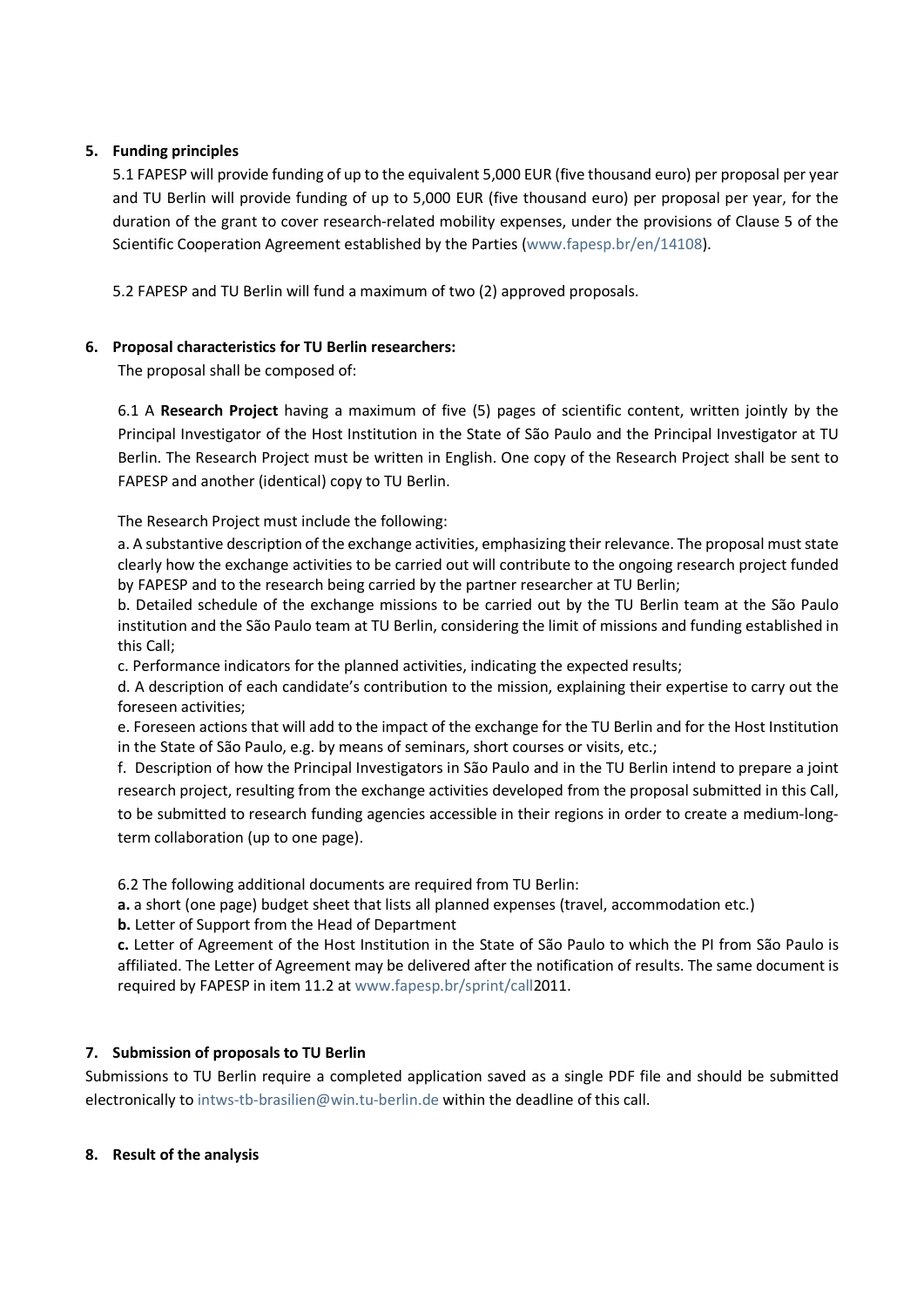## 5. Funding principles

5.1 FAPESP will provide funding of up to the equivalent 5,000 EUR (five thousand euro) per proposal per year and TU Berlin will provide funding of up to 5,000 EUR (five thousand euro) per proposal per year, for the duration of the grant to cover research-related mobility expenses, under the provisions of Clause 5 of the Scientific Cooperation Agreement established by the Parties (www.fapesp.br/en/14108).

5.2 FAPESP and TU Berlin will fund a maximum of two (2) approved proposals.

## 6. Proposal characteristics for TU Berlin researchers:

The proposal shall be composed of:

6.1 A **Research Project** having a maximum of five (5) pages of scientific content, written jointly by the Principal Investigator of the Host Institution in the State of São Paulo and the Principal Investigator at TU Berlin. The Research Project must be written in English. One copy of the Research Project shall be sent to FAPESP and another (identical) copy to TU Berlin.

The Research Project must include the following:

a. A substantive description of the exchange activities, emphasizing their relevance. The proposal must state clearly how the exchange activities to be carried out will contribute to the ongoing research project funded by FAPESP and to the research being carried by the partner researcher at TU Berlin;

b. Detailed schedule of the exchange missions to be carried out by the TU Berlin team at the São Paulo institution and the São Paulo team at TU Berlin, considering the limit of missions and funding established in this Call;

c. Performance indicators for the planned activities, indicating the expected results;

d. A description of each candidate's contribution to the mission, explaining their expertise to carry out the foreseen activities;

e. Foreseen actions that will add to the impact of the exchange for the TU Berlin and for the Host Institution in the State of São Paulo, e.g. by means of seminars, short courses or visits, etc.;

f. Description of how the Principal Investigators in São Paulo and in the TU Berlin intend to prepare a joint research project, resulting from the exchange activities developed from the proposal submitted in this Call, to be submitted to research funding agencies accessible in their regions in order to create a medium-long-term collaboration (up to one page).

6.2 The following additional documents are required from TU Berlin:

**a.** a short (one page) budget sheet that lists all planned expenses (travel, accommodation etc.)

**b.** Letter of Support from the Head of Department

**c.** Letter of Agreement of the Host Institution in the State of São Paulo to which the PI from São Paulo is affiliated. The Letter of Agreement may be delivered after the notification of results. The same document is required by FAPESP in item 11.2 at www.fapesp.br/sprint/call2011.

## 7. Submission of proposals to TU Berlin

Submissions to TU Berlin require a completed application saved as a single PDF file and should be submitted electronically to intws-tb-brasilien@win.tu-berlin.de within the deadline of this call.

## 8. Result of the analysis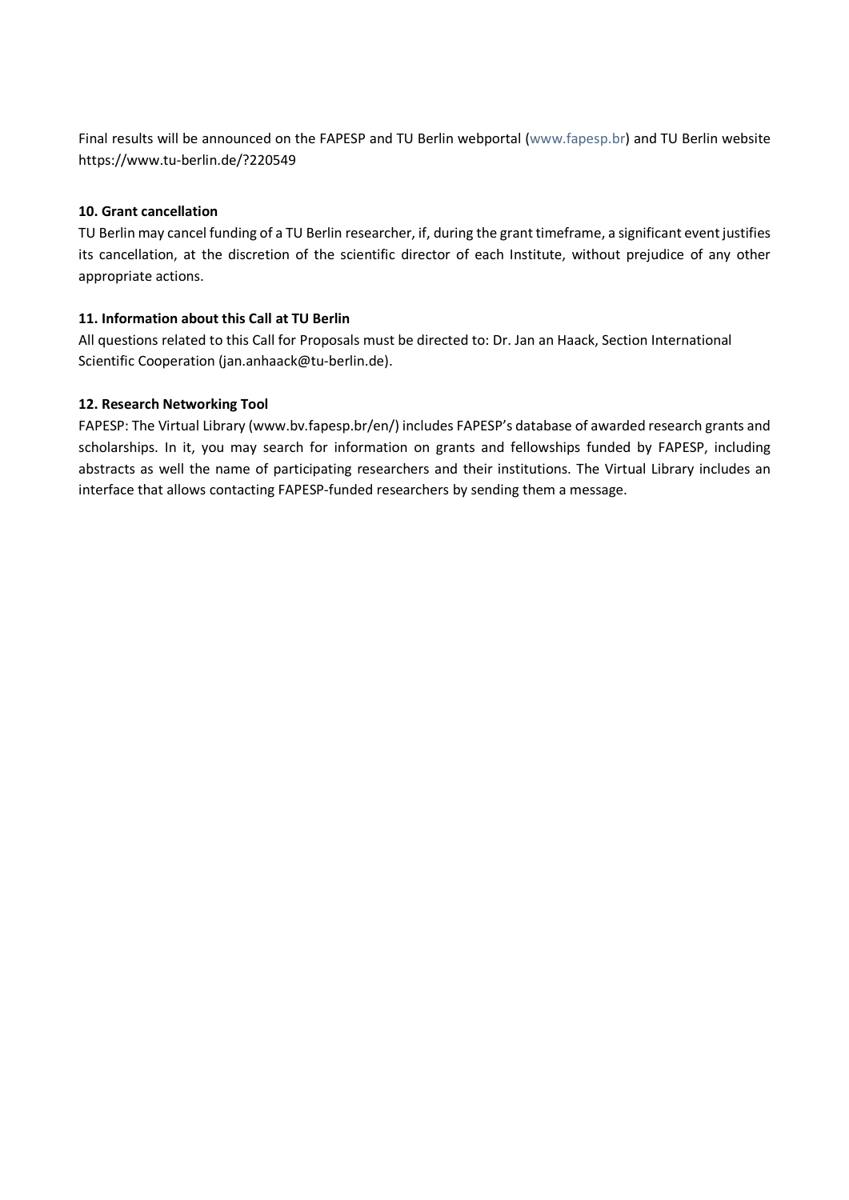Final results will be announced on the FAPESP and TU Berlin webportal (www.fapesp.br) and TU Berlin website https://www.tu-berlin.de/?220549

**10. Grant cancellation**

TU Berlin may cancel funding of a TU Berlin researcher, if, during the grant timeframe, a significant event justifies its cancellation, at the discretion of the scientific director of each Institute, without prejudice of any other appropriate actions.

**11. Information about this Call at TU Berlin**

All questions related to this Call for Proposals must be directed to: Dr. Jan an Haack, Section International Scientific Cooperation (jan.anhaack@tu-berlin.de).

**12. Research Networking Tool**

FAPESP: The Virtual Library (www.bv.fapesp.br/en/) includes FAPESP's database of awarded research grants and scholarships. In it, you may search for information on grants and fellowships funded by FAPESP, including abstracts as well the name of participating researchers and their institutions. The Virtual Library includes an interface that allows contacting FAPESP-funded researchers by sending them a message.